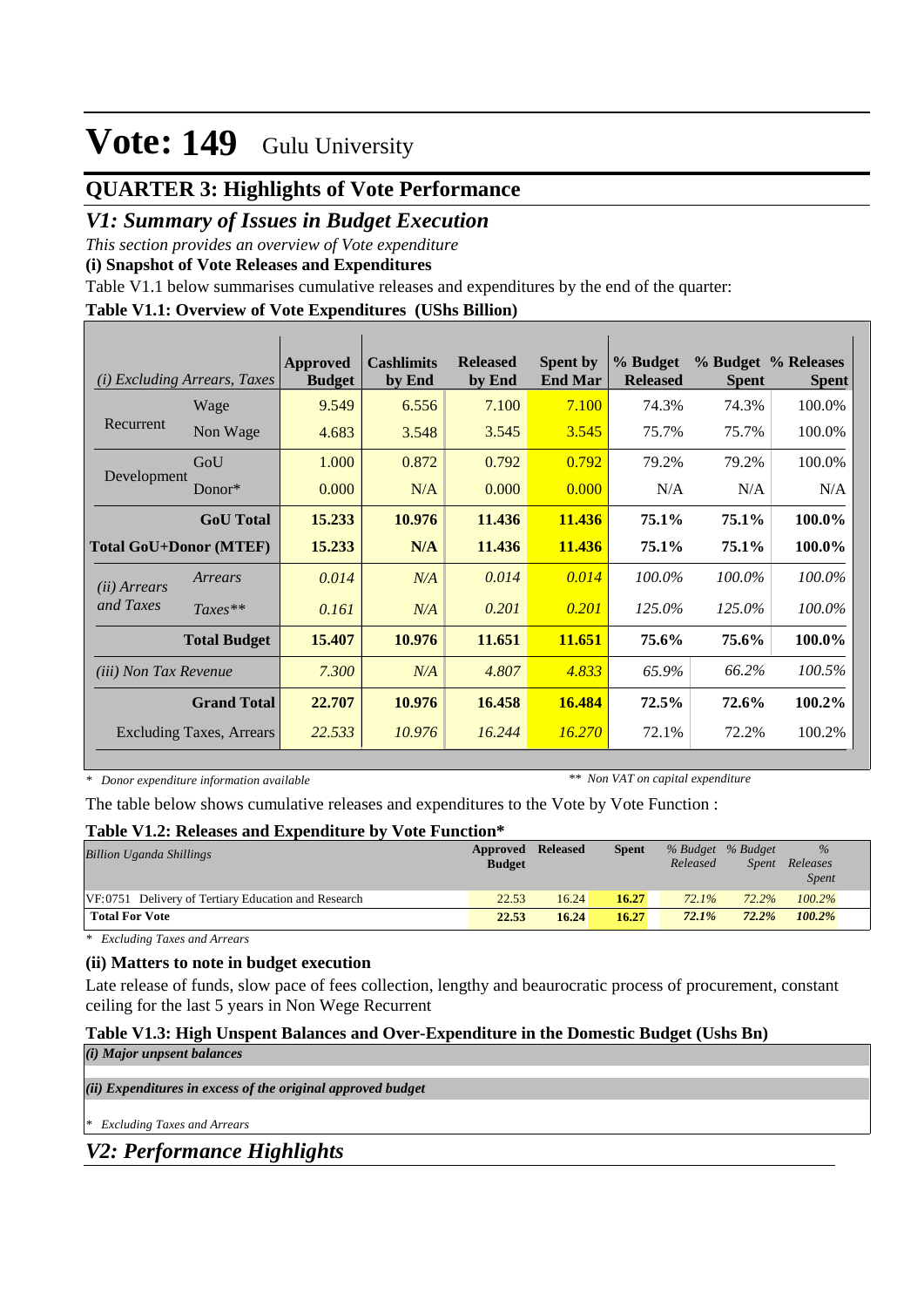# Vote: 149 Gulu University

## QUARTER 3: Highlights of Vote Performance

### *V1: Summary of Issues in Budget Execution*

*This section provides an overview of Vote expenditure*

**(i) Snapshot of Vote Releases and Expenditures**

Table V1.1 below summarises cumulative releases and expenditures by the end of the quarter:

**Table V1.1: Overview of Vote Expenditures (UShs Billion)**

| *(i) Excluding Arrears, Taxes* | | Approved Budget | Cashlimits by End | Released by End | Spent by End Mar | % Budget Released | % Budget Spent | % Releases Spent |
|---|---|---|---|---|---|---|---|---|
| Recurrent | Wage | 9.549 | 6.556 | 7.100 | 7.100 | 74.3% | 74.3% | 100.0% |
| | Non Wage | 4.683 | 3.548 | 3.545 | 3.545 | 75.7% | 75.7% | 100.0% |
| Development | GoU | 1.000 | 0.872 | 0.792 | 0.792 | 79.2% | 79.2% | 100.0% |
| | Donor* | 0.000 | N/A | 0.000 | 0.000 | N/A | N/A | N/A |
| | **GoU Total** | **15.233** | **10.976** | **11.436** | **11.436** | **75.1%** | **75.1%** | **100.0%** |
| **Total GoU+Donor (MTEF)** | | **15.233** | **N/A** | **11.436** | **11.436** | **75.1%** | **75.1%** | **100.0%** |
| *(ii) Arrears and Taxes* | *Arrears* | *0.014* | *N/A* | *0.014* | *0.014* | *100.0%* | *100.0%* | *100.0%* |
| | *Taxes*** | *0.161* | *N/A* | *0.201* | *0.201* | *125.0%* | *125.0%* | *100.0%* |
| | **Total Budget** | **15.407** | **10.976** | **11.651** | **11.651** | **75.6%** | **75.6%** | **100.0%** |
| *(iii) Non Tax Revenue* | | *7.300* | *N/A* | *4.807* | *4.833* | *65.9%* | *66.2%* | *100.5%* |
| | **Grand Total** | **22.707** | **10.976** | **16.458** | **16.484** | **72.5%** | **72.6%** | **100.2%** |
| | Excluding Taxes, Arrears | *22.533* | *10.976* | *16.244* | *16.270* | 72.1% | 72.2% | 100.2% |

*\* Donor expenditure information available* *\*\* Non VAT on capital expenditure*

The table below shows cumulative releases and expenditures to the Vote by Vote Function :

**Table V1.2: Releases and Expenditure by Vote Function***

| *Billion Uganda Shillings* | Approved Budget | Released | Spent | *% Budget Released* | *% Budget Spent* | *% Releases Spent* |
|---|---|---|---|---|---|---|
| VF:0751 Delivery of Tertiary Education and Research | 22.53 | 16.24 | 16.27 | *72.1%* | *72.2%* | *100.2%* |
| **Total For Vote** | **22.53** | **16.24** | **16.27** | ***72.1%*** | ***72.2%*** | ***100.2%*** |

*\* Excluding Taxes and Arrears*

**(ii) Matters to note in budget execution**

Late release of funds, slow pace of fees collection, lengthy and beaurocratic process of procurement, constant ceiling for the last 5 years in Non Wege Recurrent

**Table V1.3: High Unspent Balances and Over-Expenditure in the Domestic Budget (Ushs Bn)**

***(i) Major unpsent balances***

***(ii) Expenditures in excess of the original approved budget***

*\* Excluding Taxes and Arrears*

### *V2: Performance Highlights*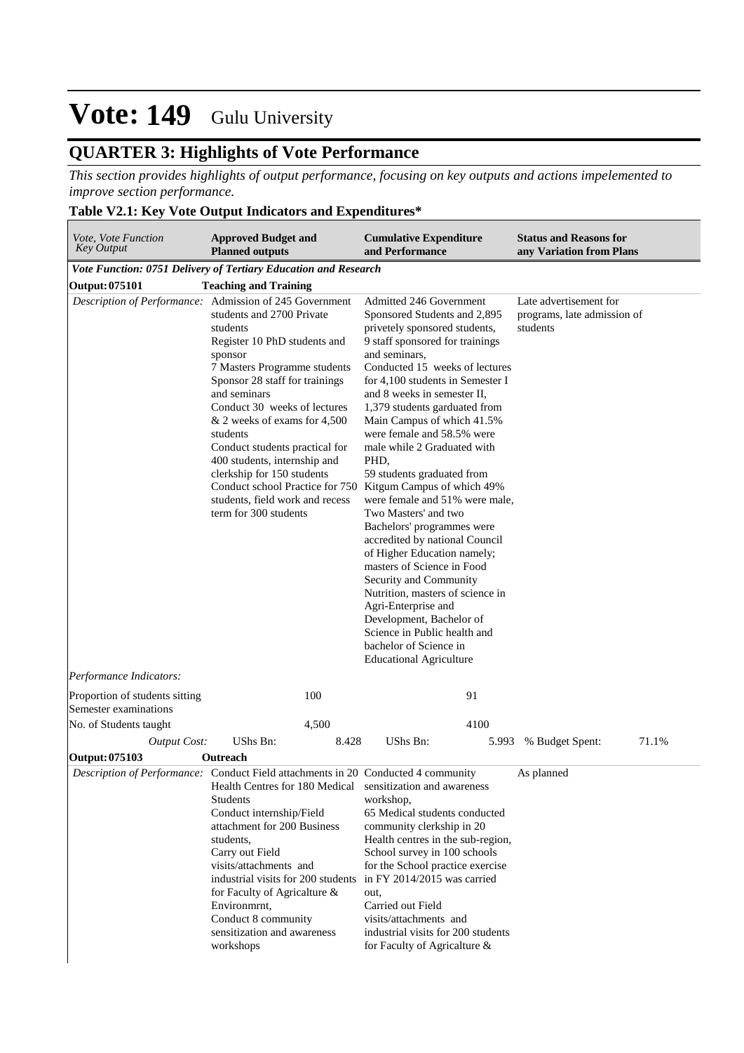# Vote: 149 Gulu University

## QUARTER 3: Highlights of Vote Performance

*This section provides highlights of output performance, focusing on key outputs and actions impelemented to improve section performance.*

**Table V2.1: Key Vote Output Indicators and Expenditures\***

| *Vote, Vote Function Key Output* | **Approved Budget and Planned outputs** | | **Cumulative Expenditure and Performance** | | **Status and Reasons for any Variation from Plans** | |
|---|---|---|---|---|---|---|
| ***Vote Function: 0751 Delivery of Tertiary Education and Research*** | | | | | | |
| **Output: 075101** | **Teaching and Training** | | | | | |
| *Description of Performance:* | Admission of 245 Government students and 2700 Private students<br>Register 10 PhD students and sponsor<br>7 Masters Programme students<br>Sponsor 28 staff for trainings and seminars<br>Conduct 30 weeks of lectures & 2 weeks of exams for 4,500 students<br>Conduct students practical for 400 students, internship and clerkship for 150 students<br>Conduct school Practice for 750 students, field work and recess term for 300 students | | Admitted 246 Government Sponsored Students and 2,895 privetely sponsored students, 9 staff sponsored for trainings and seminars,<br>Conducted 15 weeks of lectures for 4,100 students in Semester I and 8 weeks in semester II,<br>1,379 students garduated from Main Campus of which 41.5% were female and 58.5% were male while 2 Graduated with PHD,<br>59 students graduated from Kitgum Campus of which 49% were female and 51% were male,<br>Two Masters' and two Bachelors' programmes were accredited by national Council of Higher Education namely; masters of Science in Food Security and Community Nutrition, masters of science in Agri-Enterprise and Development, Bachelor of Science in Public health and bachelor of Science in Educational Agriculture | | Late advertisement for programs, late admission of students | |
| *Performance Indicators:* | | | | | | |
| Proportion of students sitting Semester examinations | | 100 | | 91 | | |
| No. of Students taught | | 4,500 | | 4100 | | |
| *Output Cost:* | UShs Bn: | 8.428 | UShs Bn: | 5.993 | % Budget Spent: | 71.1% |
| **Output: 075103** | **Outreach** | | | | | |
| *Description of Performance:* | Conduct Field attachments in 20 Health Centres for 180 Medical Students<br>Conduct internship/Field attachment for 200 Business students,<br>Carry out Field visits/attachments and industrial visits for 200 students for Faculty of Agricalture & Environmrnt,<br>Conduct 8 community sensitization and awareness workshops | | Conducted 4 community sensitization and awareness workshop,<br>65 Medical students conducted community clerkship in 20 Health centres in the sub-region,<br>School survey in 100 schools for the School practice exercise in FY 2014/2015 was carried out,<br>Carried out Field visits/attachments and industrial visits for 200 students for Faculty of Agricalture & | | As planned | |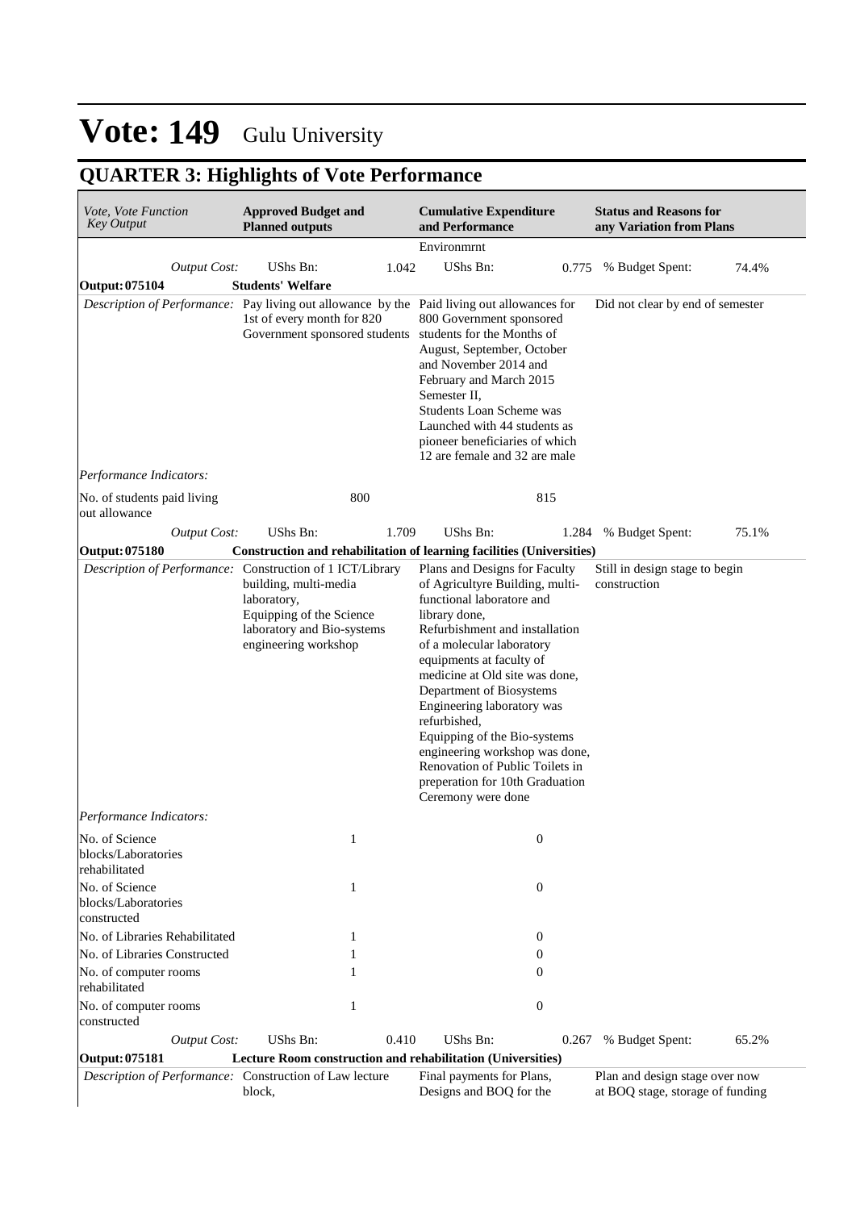# Vote: 149 Gulu University

## QUARTER 3: Highlights of Vote Performance

| *Vote, Vote Function Key Output* | **Approved Budget and Planned outputs** | | **Cumulative Expenditure and Performance** | | **Status and Reasons for any Variation from Plans** | |
|---|---|---|---|---|---|---|
| | | | Environmrnt | | | |
| *Output Cost:* | UShs Bn: | 1.042 | UShs Bn: | 0.775 | % Budget Spent: | 74.4% |
| **Output: 075104** | **Students' Welfare** | | | | | |
| *Description of Performance:* | Pay living out allowance by the 1st of every month for 820 Government sponsored students | | Paid living out allowances for 800 Government sponsored students for the Months of August, September, October and November 2014 and February and March 2015 Semester II, Students Loan Scheme was Launched with 44 students as pioneer beneficiaries of which 12 are female and 32 are male | | Did not clear by end of semester | |
| *Performance Indicators:* | | | | | | |
| No. of students paid living out allowance | 800 | | 815 | | | |
| *Output Cost:* | UShs Bn: | 1.709 | UShs Bn: | 1.284 | % Budget Spent: | 75.1% |
| **Output: 075180** | **Construction and rehabilitation of learning facilities (Universities)** | | | | | |
| *Description of Performance:* | Construction of 1 ICT/Library building, multi-media laboratory, Equipping of the Science laboratory and Bio-systems engineering workshop | | Plans and Designs for Faculty of Agricultyre Building, multi-functional laboratore and library done, Refurbishment and installation of a molecular laboratory equipments at faculty of medicine at Old site was done, Department of Biosystems Engineering laboratory was refurbished, Equipping of the Bio-systems engineering workshop was done, Renovation of Public Toilets in preperation for 10th Graduation Ceremony were done | | Still in design stage to begin construction | |
| *Performance Indicators:* | | | | | | |
| No. of Science blocks/Laboratories rehabilitated | 1 | | 0 | | | |
| No. of Science blocks/Laboratories constructed | 1 | | 0 | | | |
| No. of Libraries Rehabilitated | 1 | | 0 | | | |
| No. of Libraries Constructed | 1 | | 0 | | | |
| No. of computer rooms rehabilitated | 1 | | 0 | | | |
| No. of computer rooms constructed | 1 | | 0 | | | |
| *Output Cost:* | UShs Bn: | 0.410 | UShs Bn: | 0.267 | % Budget Spent: | 65.2% |
| **Output: 075181** | **Lecture Room construction and rehabilitation (Universities)** | | | | | |
| *Description of Performance:* | Construction of Law lecture block, | | Final payments for Plans, Designs and BOQ for the | | Plan and design stage over now at BOQ stage, storage of funding | |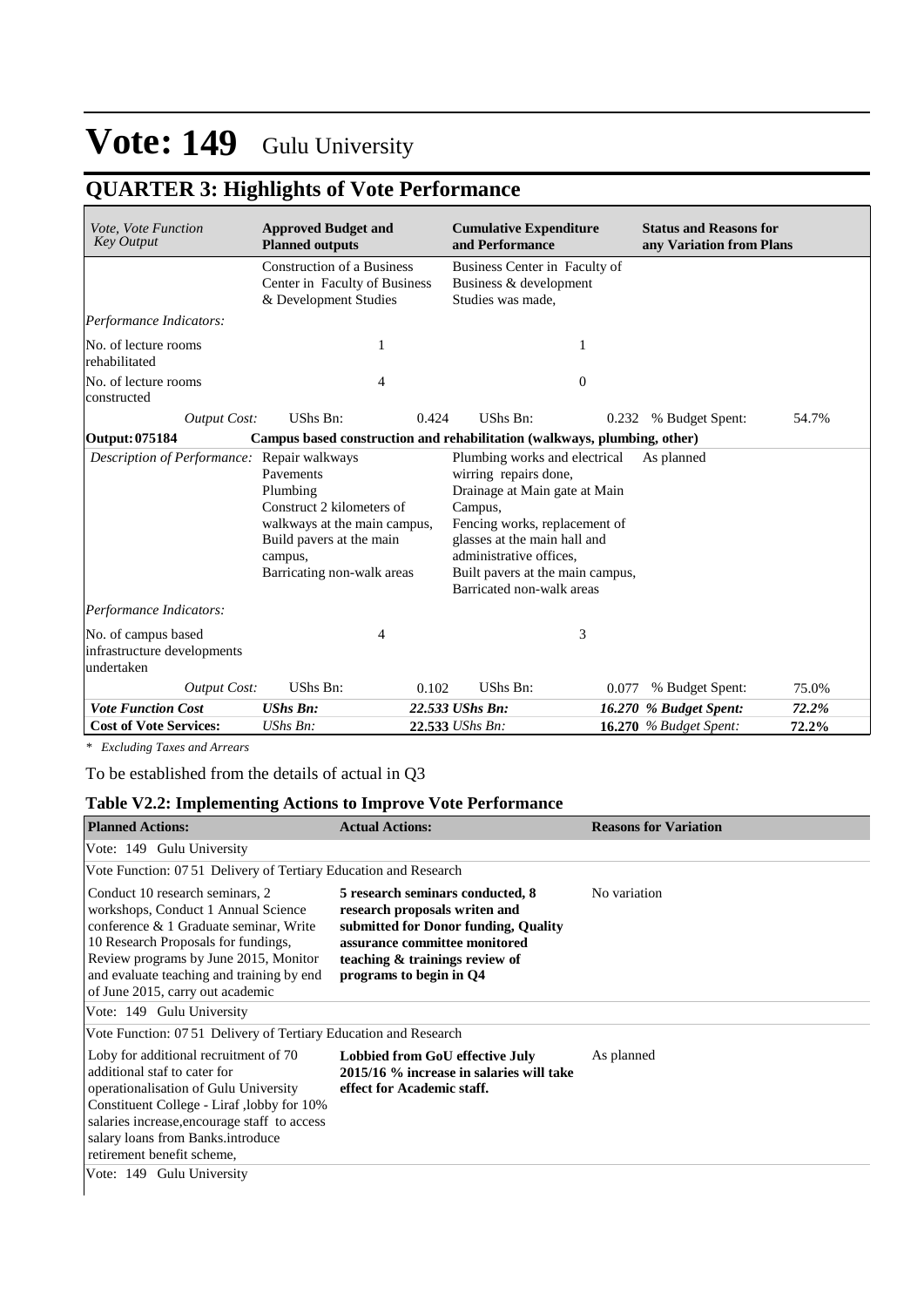# Vote: 149 Gulu University

## QUARTER 3: Highlights of Vote Performance

| *Vote, Vote Function Key Output* | **Approved Budget and Planned outputs** | | **Cumulative Expenditure and Performance** | | **Status and Reasons for any Variation from Plans** | |
|---|---|---|---|---|---|---|
| | Construction of a Business Center in Faculty of Business & Development Studies | | Business Center in Faculty of Business & development Studies was made, | | | |
| *Performance Indicators:* | | | | | | |
| No. of lecture rooms rehabilitated | 1 | | 1 | | | |
| No. of lecture rooms constructed | 4 | | 0 | | | |
| *Output Cost:* | UShs Bn: | 0.424 | UShs Bn: | 0.232 | % Budget Spent: | 54.7% |
| **Output: 075184** | **Campus based construction and rehabilitation (walkways, plumbing, other)** | | | | | |
| *Description of Performance:* | Repair walkways<br>Pavements<br>Plumbing<br>Construct 2 kilometers of walkways at the main campus,<br>Build pavers at the main campus,<br>Barricating non-walk areas | | Plumbing works and electrical wirring repairs done,<br>Drainage at Main gate at Main Campus,<br>Fencing works, replacement of glasses at the main hall and administrative offices,<br>Built pavers at the main campus,<br>Barricated non-walk areas | | As planned | |
| *Performance Indicators:* | | | | | | |
| No. of campus based infrastructure developments undertaken | 4 | | 3 | | | |
| *Output Cost:* | UShs Bn: | 0.102 | UShs Bn: | 0.077 | % Budget Spent: | 75.0% |
| ***Vote Function Cost*** | ***UShs Bn:*** | ***22.533*** | ***UShs Bn:*** | ***16.270*** | ***% Budget Spent:*** | ***72.2%*** |
| **Cost of Vote Services:** | *UShs Bn:* | **22.533** | *UShs Bn:* | **16.270** | *% Budget Spent:* | **72.2%** |

*\* Excluding Taxes and Arrears*

To be established from the details of actual in Q3

### Table V2.2: Implementing Actions to Improve Vote Performance

| **Planned Actions:** | **Actual Actions:** | **Reasons for Variation** |
|---|---|---|
| Vote: 149 Gulu University | | |
| Vote Function: 07 51 Delivery of Tertiary Education and Research | | |
| Conduct 10 research seminars, 2 workshops, Conduct 1 Annual Science conference & 1 Graduate seminar, Write 10 Research Proposals for fundings, Review programs by June 2015, Monitor and evaluate teaching and training by end of June 2015, carry out academic | **5 research seminars conducted, 8 research proposals writen and submitted for Donor funding, Quality assurance committee monitored teaching & trainings review of programs to begin in Q4** | No variation |
| Vote: 149 Gulu University | | |
| Vote Function: 07 51 Delivery of Tertiary Education and Research | | |
| Loby for additional recruitment of 70 additional staf to cater for operationalisation of Gulu University Constituent College - Liraf ,lobby for 10% salaries increase,encourage staff to access salary loans from Banks.introduce retirement benefit scheme, | **Lobbied from GoU effective July 2015/16 % increase in salaries will take effect for Academic staff.** | As planned |
| Vote: 149 Gulu University | | |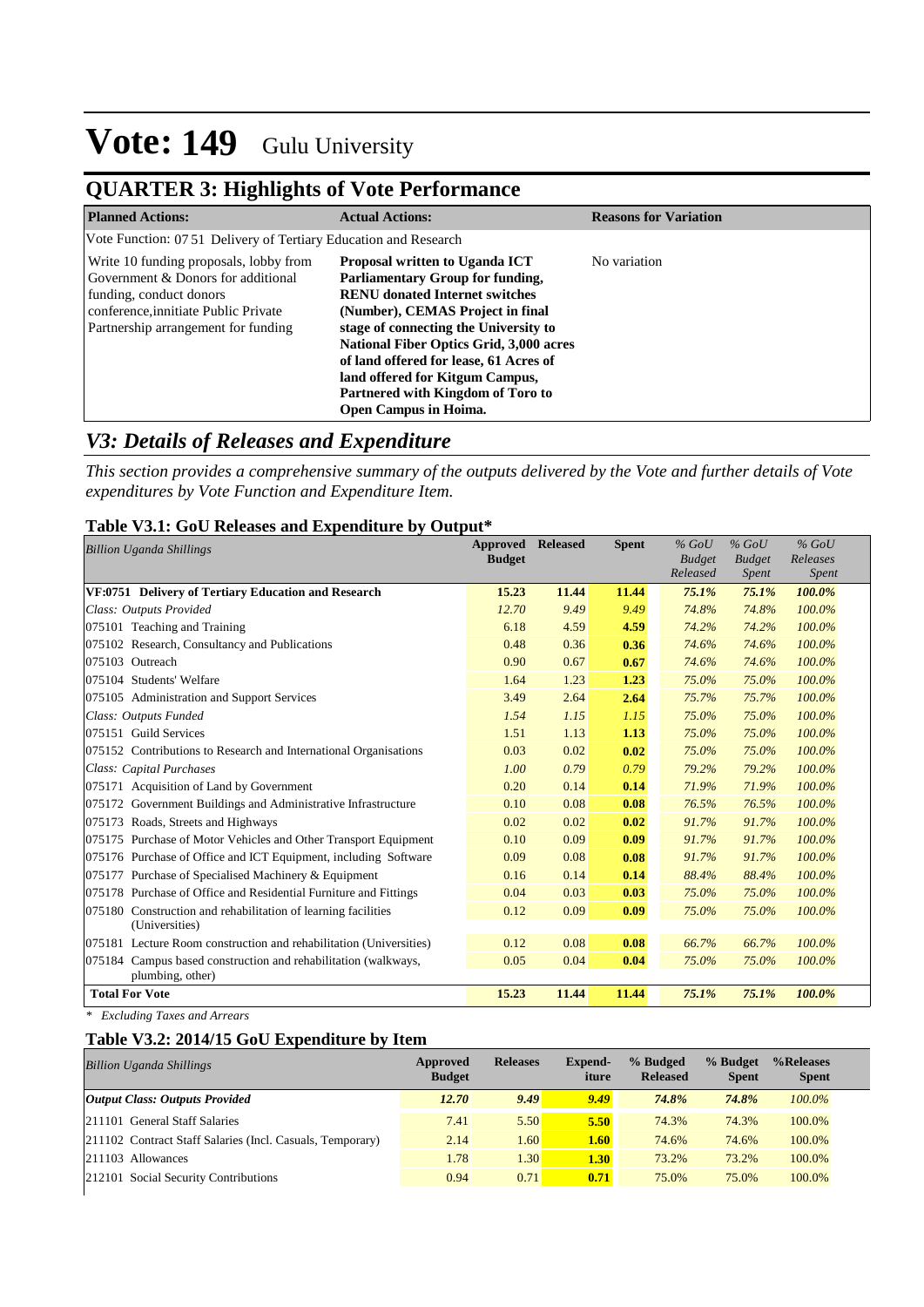# Vote: 149 Gulu University

## QUARTER 3: Highlights of Vote Performance

| Planned Actions: | Actual Actions: | Reasons for Variation |
|---|---|---|
| Vote Function: 07 51 Delivery of Tertiary Education and Research | | |
| Write 10 funding proposals, lobby from Government & Donors for additional funding, conduct donors conference,innitiate Public Private Partnership arrangement for funding | **Proposal written to Uganda ICT Parliamentary Group for funding, RENU donated Internet switches (Number), CEMAS Project in final stage of connecting the University to National Fiber Optics Grid, 3,000 acres of land offered for lease, 61 Acres of land offered for Kitgum Campus, Partnered with Kingdom of Toro to Open Campus in Hoima.** | No variation |

## *V3: Details of Releases and Expenditure*

*This section provides a comprehensive summary of the outputs delivered by the Vote and further details of Vote expenditures by Vote Function and Expenditure Item.*

### Table V3.1: GoU Releases and Expenditure by Output*

| *Billion Uganda Shillings* | Approved Budget | Released | Spent | *% GoU Budget Released* | *% GoU Budget Spent* | *% GoU Releases Spent* |
|---|---|---|---|---|---|---|
| **VF:0751 Delivery of Tertiary Education and Research** | **15.23** | **11.44** | **11.44** | ***75.1%*** | ***75.1%*** | ***100.0%*** |
| *Class: Outputs Provided* | *12.70* | *9.49* | *9.49* | *74.8%* | *74.8%* | *100.0%* |
| 075101 Teaching and Training | 6.18 | 4.59 | **4.59** | *74.2%* | *74.2%* | *100.0%* |
| 075102 Research, Consultancy and Publications | 0.48 | 0.36 | **0.36** | *74.6%* | *74.6%* | *100.0%* |
| 075103 Outreach | 0.90 | 0.67 | **0.67** | *74.6%* | *74.6%* | *100.0%* |
| 075104 Students' Welfare | 1.64 | 1.23 | **1.23** | *75.0%* | *75.0%* | *100.0%* |
| 075105 Administration and Support Services | 3.49 | 2.64 | **2.64** | *75.7%* | *75.7%* | *100.0%* |
| *Class: Outputs Funded* | *1.54* | *1.15* | *1.15* | *75.0%* | *75.0%* | *100.0%* |
| 075151 Guild Services | 1.51 | 1.13 | **1.13** | *75.0%* | *75.0%* | *100.0%* |
| 075152 Contributions to Research and International Organisations | 0.03 | 0.02 | **0.02** | *75.0%* | *75.0%* | *100.0%* |
| *Class: Capital Purchases* | *1.00* | *0.79* | *0.79* | *79.2%* | *79.2%* | *100.0%* |
| 075171 Acquisition of Land by Government | 0.20 | 0.14 | **0.14** | *71.9%* | *71.9%* | *100.0%* |
| 075172 Government Buildings and Administrative Infrastructure | 0.10 | 0.08 | **0.08** | *76.5%* | *76.5%* | *100.0%* |
| 075173 Roads, Streets and Highways | 0.02 | 0.02 | **0.02** | *91.7%* | *91.7%* | *100.0%* |
| 075175 Purchase of Motor Vehicles and Other Transport Equipment | 0.10 | 0.09 | **0.09** | *91.7%* | *91.7%* | *100.0%* |
| 075176 Purchase of Office and ICT Equipment, including Software | 0.09 | 0.08 | **0.08** | *91.7%* | *91.7%* | *100.0%* |
| 075177 Purchase of Specialised Machinery & Equipment | 0.16 | 0.14 | **0.14** | *88.4%* | *88.4%* | *100.0%* |
| 075178 Purchase of Office and Residential Furniture and Fittings | 0.04 | 0.03 | **0.03** | *75.0%* | *75.0%* | *100.0%* |
| 075180 Construction and rehabilitation of learning facilities (Universities) | 0.12 | 0.09 | **0.09** | *75.0%* | *75.0%* | *100.0%* |
| 075181 Lecture Room construction and rehabilitation (Universities) | 0.12 | 0.08 | **0.08** | *66.7%* | *66.7%* | *100.0%* |
| 075184 Campus based construction and rehabilitation (walkways, plumbing, other) | 0.05 | 0.04 | **0.04** | *75.0%* | *75.0%* | *100.0%* |
| **Total For Vote** | **15.23** | **11.44** | **11.44** | ***75.1%*** | ***75.1%*** | ***100.0%*** |

*\* Excluding Taxes and Arrears*

### Table V3.2: 2014/15 GoU Expenditure by Item

| *Billion Uganda Shillings* | Approved Budget | Releases | Expend-iture | % Budged Released | % Budget Spent | %Releases Spent |
|---|---|---|---|---|---|---|
| ***Output Class: Outputs Provided*** | ***12.70*** | ***9.49*** | ***9.49*** | ***74.8%*** | ***74.8%*** | *100.0%* |
| 211101 General Staff Salaries | 7.41 | 5.50 | **5.50** | 74.3% | 74.3% | 100.0% |
| 211102 Contract Staff Salaries (Incl. Casuals, Temporary) | 2.14 | 1.60 | **1.60** | 74.6% | 74.6% | 100.0% |
| 211103 Allowances | 1.78 | 1.30 | **1.30** | 73.2% | 73.2% | 100.0% |
| 212101 Social Security Contributions | 0.94 | 0.71 | **0.71** | 75.0% | 75.0% | 100.0% |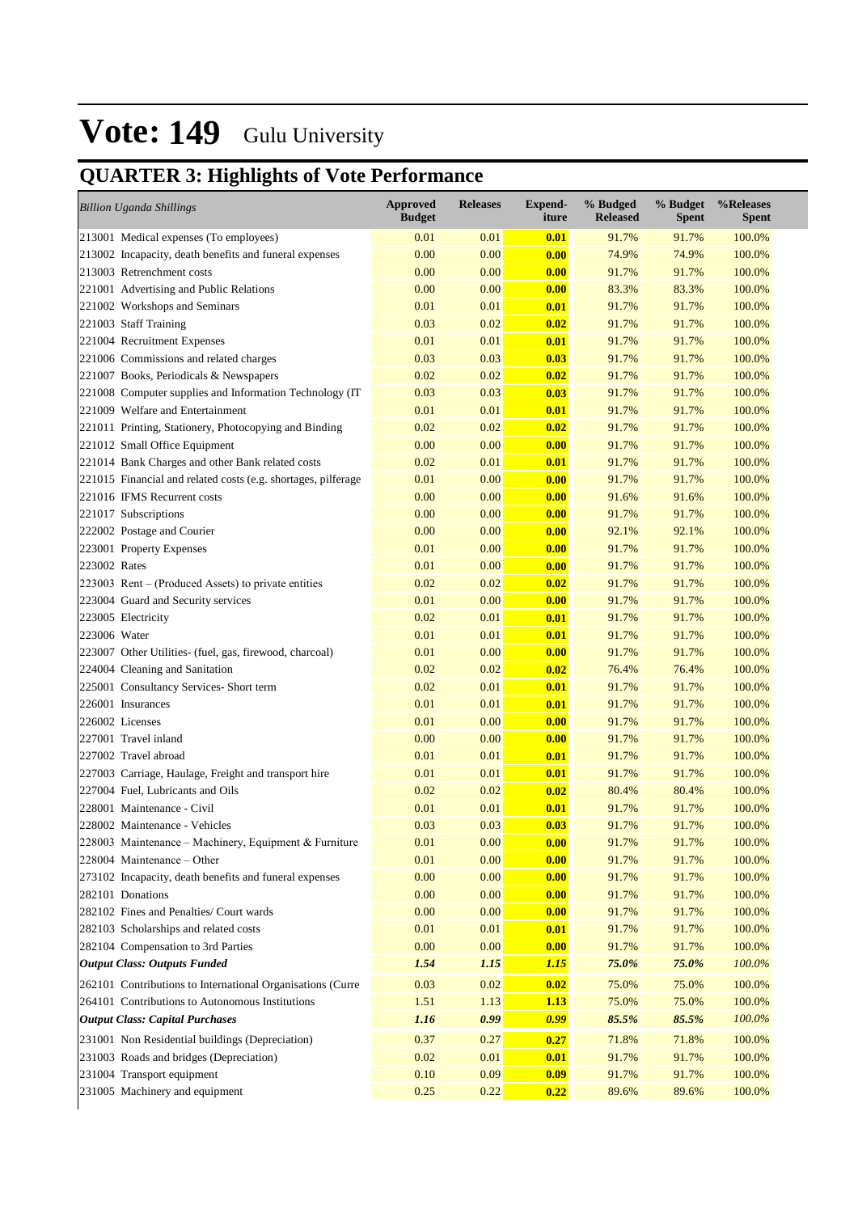# Vote: 149 Gulu University

## QUARTER 3: Highlights of Vote Performance

| *Billion Uganda Shillings* | Approved Budget | Releases | Expend-iture | % Budged Released | % Budget Spent | %Releases Spent |
|---|---|---|---|---|---|---|
| 213001 Medical expenses (To employees) | 0.01 | 0.01 | **0.01** | 91.7% | 91.7% | 100.0% |
| 213002 Incapacity, death benefits and funeral expenses | 0.00 | 0.00 | **0.00** | 74.9% | 74.9% | 100.0% |
| 213003 Retrenchment costs | 0.00 | 0.00 | **0.00** | 91.7% | 91.7% | 100.0% |
| 221001 Advertising and Public Relations | 0.00 | 0.00 | **0.00** | 83.3% | 83.3% | 100.0% |
| 221002 Workshops and Seminars | 0.01 | 0.01 | **0.01** | 91.7% | 91.7% | 100.0% |
| 221003 Staff Training | 0.03 | 0.02 | **0.02** | 91.7% | 91.7% | 100.0% |
| 221004 Recruitment Expenses | 0.01 | 0.01 | **0.01** | 91.7% | 91.7% | 100.0% |
| 221006 Commissions and related charges | 0.03 | 0.03 | **0.03** | 91.7% | 91.7% | 100.0% |
| 221007 Books, Periodicals & Newspapers | 0.02 | 0.02 | **0.02** | 91.7% | 91.7% | 100.0% |
| 221008 Computer supplies and Information Technology (IT | 0.03 | 0.03 | **0.03** | 91.7% | 91.7% | 100.0% |
| 221009 Welfare and Entertainment | 0.01 | 0.01 | **0.01** | 91.7% | 91.7% | 100.0% |
| 221011 Printing, Stationery, Photocopying and Binding | 0.02 | 0.02 | **0.02** | 91.7% | 91.7% | 100.0% |
| 221012 Small Office Equipment | 0.00 | 0.00 | **0.00** | 91.7% | 91.7% | 100.0% |
| 221014 Bank Charges and other Bank related costs | 0.02 | 0.01 | **0.01** | 91.7% | 91.7% | 100.0% |
| 221015 Financial and related costs (e.g. shortages, pilferage | 0.01 | 0.00 | **0.00** | 91.7% | 91.7% | 100.0% |
| 221016 IFMS Recurrent costs | 0.00 | 0.00 | **0.00** | 91.6% | 91.6% | 100.0% |
| 221017 Subscriptions | 0.00 | 0.00 | **0.00** | 91.7% | 91.7% | 100.0% |
| 222002 Postage and Courier | 0.00 | 0.00 | **0.00** | 92.1% | 92.1% | 100.0% |
| 223001 Property Expenses | 0.01 | 0.00 | **0.00** | 91.7% | 91.7% | 100.0% |
| 223002 Rates | 0.01 | 0.00 | **0.00** | 91.7% | 91.7% | 100.0% |
| 223003 Rent – (Produced Assets) to private entities | 0.02 | 0.02 | **0.02** | 91.7% | 91.7% | 100.0% |
| 223004 Guard and Security services | 0.01 | 0.00 | **0.00** | 91.7% | 91.7% | 100.0% |
| 223005 Electricity | 0.02 | 0.01 | **0.01** | 91.7% | 91.7% | 100.0% |
| 223006 Water | 0.01 | 0.01 | **0.01** | 91.7% | 91.7% | 100.0% |
| 223007 Other Utilities- (fuel, gas, firewood, charcoal) | 0.01 | 0.00 | **0.00** | 91.7% | 91.7% | 100.0% |
| 224004 Cleaning and Sanitation | 0.02 | 0.02 | **0.02** | 76.4% | 76.4% | 100.0% |
| 225001 Consultancy Services- Short term | 0.02 | 0.01 | **0.01** | 91.7% | 91.7% | 100.0% |
| 226001 Insurances | 0.01 | 0.01 | **0.01** | 91.7% | 91.7% | 100.0% |
| 226002 Licenses | 0.01 | 0.00 | **0.00** | 91.7% | 91.7% | 100.0% |
| 227001 Travel inland | 0.00 | 0.00 | **0.00** | 91.7% | 91.7% | 100.0% |
| 227002 Travel abroad | 0.01 | 0.01 | **0.01** | 91.7% | 91.7% | 100.0% |
| 227003 Carriage, Haulage, Freight and transport hire | 0.01 | 0.01 | **0.01** | 91.7% | 91.7% | 100.0% |
| 227004 Fuel, Lubricants and Oils | 0.02 | 0.02 | **0.02** | 80.4% | 80.4% | 100.0% |
| 228001 Maintenance - Civil | 0.01 | 0.01 | **0.01** | 91.7% | 91.7% | 100.0% |
| 228002 Maintenance - Vehicles | 0.03 | 0.03 | **0.03** | 91.7% | 91.7% | 100.0% |
| 228003 Maintenance – Machinery, Equipment & Furniture | 0.01 | 0.00 | **0.00** | 91.7% | 91.7% | 100.0% |
| 228004 Maintenance – Other | 0.01 | 0.00 | **0.00** | 91.7% | 91.7% | 100.0% |
| 273102 Incapacity, death benefits and funeral expenses | 0.00 | 0.00 | **0.00** | 91.7% | 91.7% | 100.0% |
| 282101 Donations | 0.00 | 0.00 | **0.00** | 91.7% | 91.7% | 100.0% |
| 282102 Fines and Penalties/ Court wards | 0.00 | 0.00 | **0.00** | 91.7% | 91.7% | 100.0% |
| 282103 Scholarships and related costs | 0.01 | 0.01 | **0.01** | 91.7% | 91.7% | 100.0% |
| 282104 Compensation to 3rd Parties | 0.00 | 0.00 | **0.00** | 91.7% | 91.7% | 100.0% |
| ***Output Class: Outputs Funded*** | ***1.54*** | ***1.15*** | ***1.15*** | ***75.0%*** | ***75.0%*** | *100.0%* |
| 262101 Contributions to International Organisations (Curre | 0.03 | 0.02 | **0.02** | 75.0% | 75.0% | 100.0% |
| 264101 Contributions to Autonomous Institutions | 1.51 | 1.13 | **1.13** | 75.0% | 75.0% | 100.0% |
| ***Output Class: Capital Purchases*** | ***1.16*** | ***0.99*** | ***0.99*** | ***85.5%*** | ***85.5%*** | *100.0%* |
| 231001 Non Residential buildings (Depreciation) | 0.37 | 0.27 | **0.27** | 71.8% | 71.8% | 100.0% |
| 231003 Roads and bridges (Depreciation) | 0.02 | 0.01 | **0.01** | 91.7% | 91.7% | 100.0% |
| 231004 Transport equipment | 0.10 | 0.09 | **0.09** | 91.7% | 91.7% | 100.0% |
| 231005 Machinery and equipment | 0.25 | 0.22 | **0.22** | 89.6% | 89.6% | 100.0% |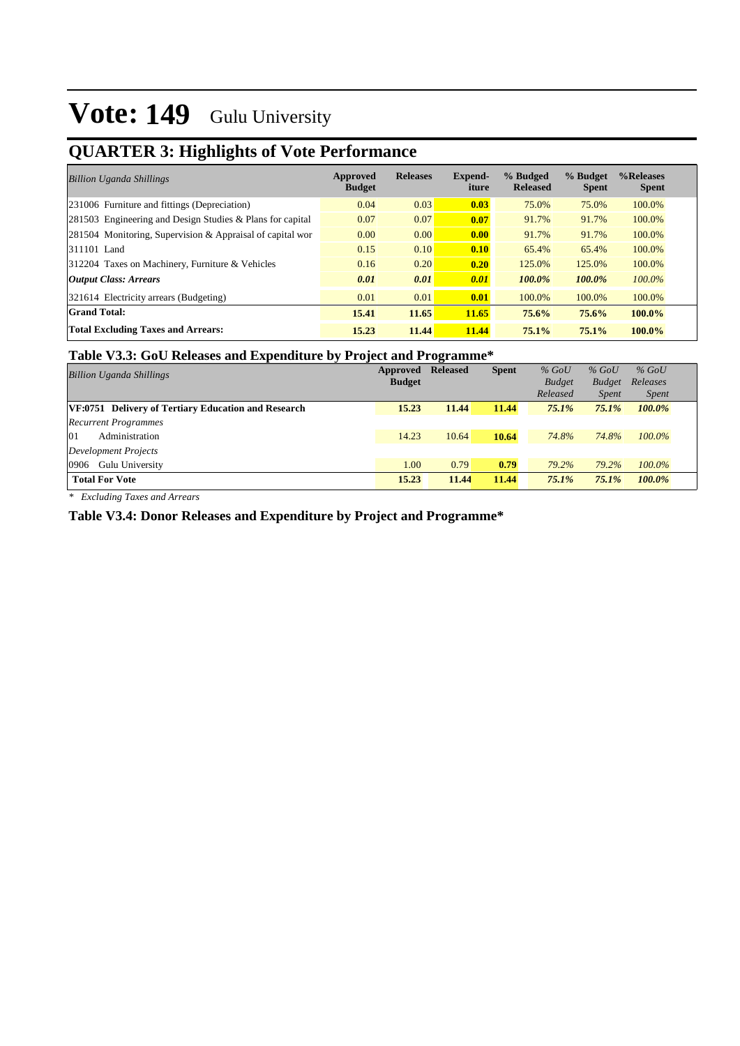# Vote: 149 Gulu University

## QUARTER 3: Highlights of Vote Performance

| *Billion Uganda Shillings* | Approved Budget | Releases | Expend-iture | % Budged Released | % Budget Spent | %Releases Spent |
|---|---|---|---|---|---|---|
| 231006 Furniture and fittings (Depreciation) | 0.04 | 0.03 | **0.03** | 75.0% | 75.0% | 100.0% |
| 281503 Engineering and Design Studies & Plans for capital | 0.07 | 0.07 | **0.07** | 91.7% | 91.7% | 100.0% |
| 281504 Monitoring, Supervision & Appraisal of capital wor | 0.00 | 0.00 | **0.00** | 91.7% | 91.7% | 100.0% |
| 311101 Land | 0.15 | 0.10 | **0.10** | 65.4% | 65.4% | 100.0% |
| 312204 Taxes on Machinery, Furniture & Vehicles | 0.16 | 0.20 | **0.20** | 125.0% | 125.0% | 100.0% |
| ***Output Class: Arrears*** | ***0.01*** | ***0.01*** | ***0.01*** | ***100.0%*** | ***100.0%*** | *100.0%* |
| 321614 Electricity arrears (Budgeting) | 0.01 | 0.01 | **0.01** | 100.0% | 100.0% | 100.0% |
| **Grand Total:** | **15.41** | **11.65** | **11.65** | **75.6%** | **75.6%** | **100.0%** |
| **Total Excluding Taxes and Arrears:** | **15.23** | **11.44** | **11.44** | **75.1%** | **75.1%** | **100.0%** |

### Table V3.3: GoU Releases and Expenditure by Project and Programme*

| *Billion Uganda Shillings* | Approved Budget | Released | Spent | *% GoU Budget Released* | *% GoU Budget Spent* | *% GoU Releases Spent* |
|---|---|---|---|---|---|---|
| **VF:0751 Delivery of Tertiary Education and Research** | **15.23** | **11.44** | **11.44** | ***75.1%*** | ***75.1%*** | ***100.0%*** |
| *Recurrent Programmes* | | | | | | |
| 01 Administration | 14.23 | 10.64 | **10.64** | *74.8%* | *74.8%* | *100.0%* |
| *Development Projects* | | | | | | |
| 0906 Gulu University | 1.00 | 0.79 | **0.79** | *79.2%* | *79.2%* | *100.0%* |
| **Total For Vote** | **15.23** | **11.44** | **11.44** | ***75.1%*** | ***75.1%*** | ***100.0%*** |

*\* Excluding Taxes and Arrears*

### Table V3.4: Donor Releases and Expenditure by Project and Programme*